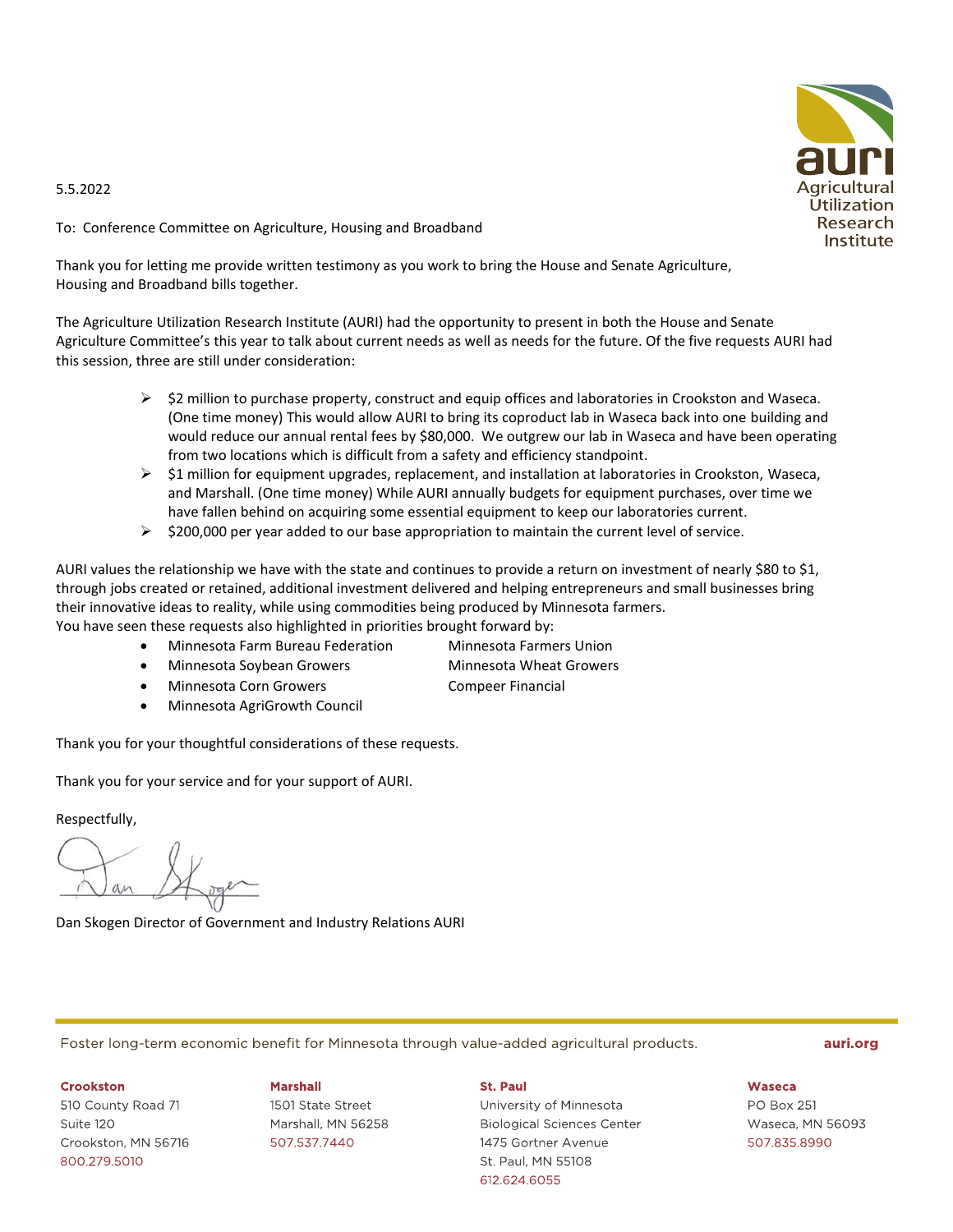5.5.2022

To: Conference Committee on Agriculture, Housing and Broadband

Thank you for letting me provide written testimony as you work to bring the House and Senate Agriculture, Housing and Broadband bills together.

The Agriculture Utilization Research Institute (AURI) had the opportunity to present in both the House and Senate Agriculture Committee's this year to talk about current needs as well as needs for the future. Of the five requests AURI had this session, three are still under consideration:

- $2 million to purchase property, construct and equip offices and laboratories in Crookston and Waseca. (One time money) This would allow AURI to bring its coproduct lab in Waseca back into one building and would reduce our annual rental fees by $80,000. We outgrew our lab in Waseca and have been operating from two locations which is difficult from a safety and efficiency standpoint.
- $1 million for equipment upgrades, replacement, and installation at laboratories in Crookston, Waseca, and Marshall. (One time money) While AURI annually budgets for equipment purchases, over time we have fallen behind on acquiring some essential equipment to keep our laboratories current.
- $200,000 per year added to our base appropriation to maintain the current level of service.

AURI values the relationship we have with the state and continues to provide a return on investment of nearly $80 to $1, through jobs created or retained, additional investment delivered and helping entrepreneurs and small businesses bring their innovative ideas to reality, while using commodities being produced by Minnesota farmers.
You have seen these requests also highlighted in priorities brought forward by:

- Minnesota Farm Bureau Federation
- Minnesota Soybean Growers
- Minnesota Corn Growers
- Minnesota AgriGrowth Council
- Minnesota Farmers Union
- Minnesota Wheat Growers
- Compeer Financial

Thank you for your thoughtful considerations of these requests.

Thank you for your service and for your support of AURI.

Respectfully,

Dan Skogen

Dan Skogen Director of Government and Industry Relations AURI

Foster long-term economic benefit for Minnesota through value-added agricultural products. auri.org

**Crookston**
510 County Road 71
Suite 120
Crookston, MN 56716
800.279.5010

**Marshall**
1501 State Street
Marshall, MN 56258
507.537.7440

**St. Paul**
University of Minnesota
Biological Sciences Center
1475 Gortner Avenue
St. Paul, MN 55108
612.624.6055

**Waseca**
PO Box 251
Waseca, MN 56093
507.835.8990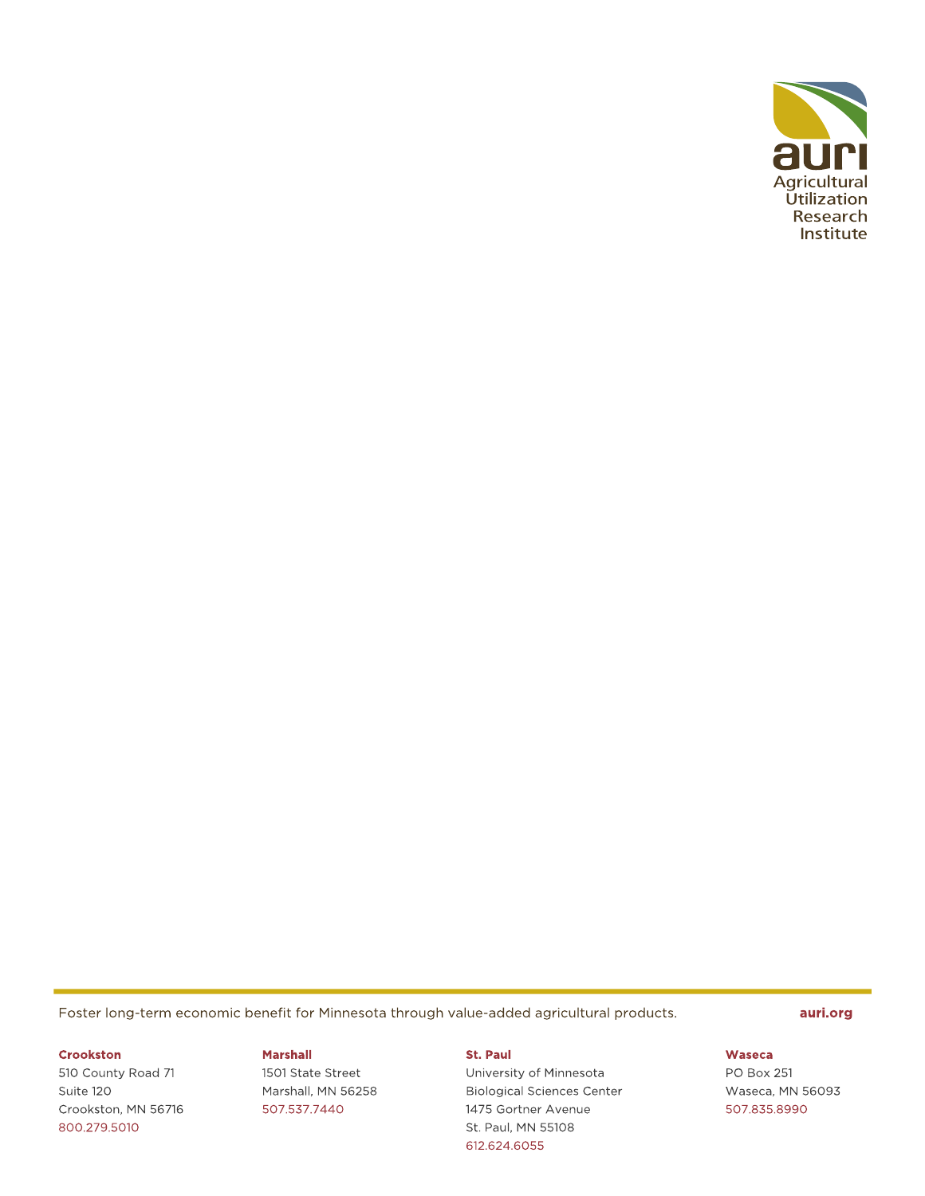auri

Agricultural Utilization Research Institute

Foster long-term economic benefit for Minnesota through value-added agricultural products.

auri.org

**Crookston**
510 County Road 71
Suite 120
Crookston, MN 56716
800.279.5010

**Marshall**
1501 State Street
Marshall, MN 56258
507.537.7440

**St. Paul**
University of Minnesota
Biological Sciences Center
1475 Gortner Avenue
St. Paul, MN 55108
612.624.6055

**Waseca**
PO Box 251
Waseca, MN 56093
507.835.8990